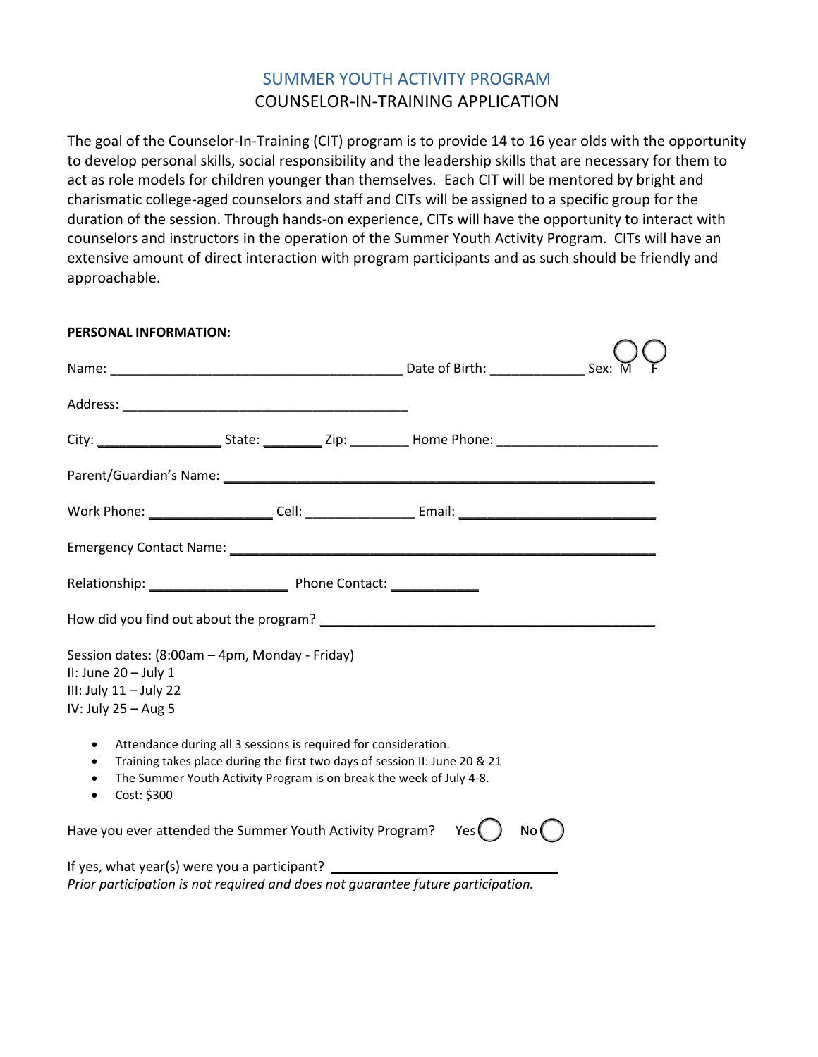# SUMMER YOUTH ACTIVITY PROGRAM

## COUNSELOR-IN-TRAINING APPLICATION

The goal of the Counselor-In-Training (CIT) program is to provide 14 to 16 year olds with the opportunity to develop personal skills, social responsibility and the leadership skills that are necessary for them to act as role models for children younger than themselves. Each CIT will be mentored by bright and charismatic college-aged counselors and staff and CITs will be assigned to a specific group for the duration of the session. Through hands-on experience, CITs will have the opportunity to interact with counselors and instructors in the operation of the Summer Youth Activity Program. CITs will have an extensive amount of direct interaction with program participants and as such should be friendly and approachable.

**PERSONAL INFORMATION:**

Name: ______________________________ Date of Birth: __________ Sex: M ◯ F ◯

Address: ______________________________

City: ______________ State: _______ Zip: _______ Home Phone: __________________

Parent/Guardian's Name: ____________________________________________

Work Phone: ______________ Cell: ____________ Email: ____________________

Emergency Contact Name: ____________________________________________

Relationship: ________________ Phone Contact: __________

How did you find out about the program? __________________________________

Session dates: (8:00am – 4pm, Monday - Friday)
II: June 20 – July 1
III: July 11 – July 22
IV: July 25 – Aug 5

- Attendance during all 3 sessions is required for consideration.
- Training takes place during the first two days of session II: June 20 & 21
- The Summer Youth Activity Program is on break the week of July 4-8.
- Cost: $300

Have you ever attended the Summer Youth Activity Program? Yes ◯ No ◯

If yes, what year(s) were you a participant? ______________________
*Prior participation is not required and does not guarantee future participation.*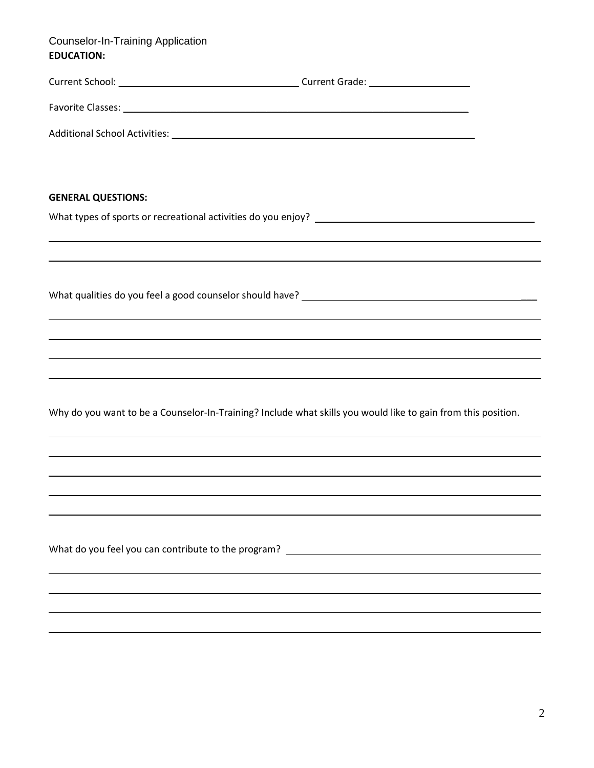Counselor-In-Training Application

**EDUCATION:**

Current School: ______________________________ Current Grade: ________________

Favorite Classes: ____________________________________________________________

Additional School Activities: ____________________________________________________

**GENERAL QUESTIONS:**

What types of sports or recreational activities do you enjoy? ______________________________________

______________________________________________________________________________

______________________________________________________________________________

What qualities do you feel a good counselor should have? ______________________________________

______________________________________________________________________________

______________________________________________________________________________

______________________________________________________________________________

______________________________________________________________________________

Why do you want to be a Counselor-In-Training? Include what skills you would like to gain from this position.

______________________________________________________________________________

______________________________________________________________________________

______________________________________________________________________________

______________________________________________________________________________

______________________________________________________________________________

What do you feel you can contribute to the program? ____________________________________________

______________________________________________________________________________

______________________________________________________________________________

______________________________________________________________________________

______________________________________________________________________________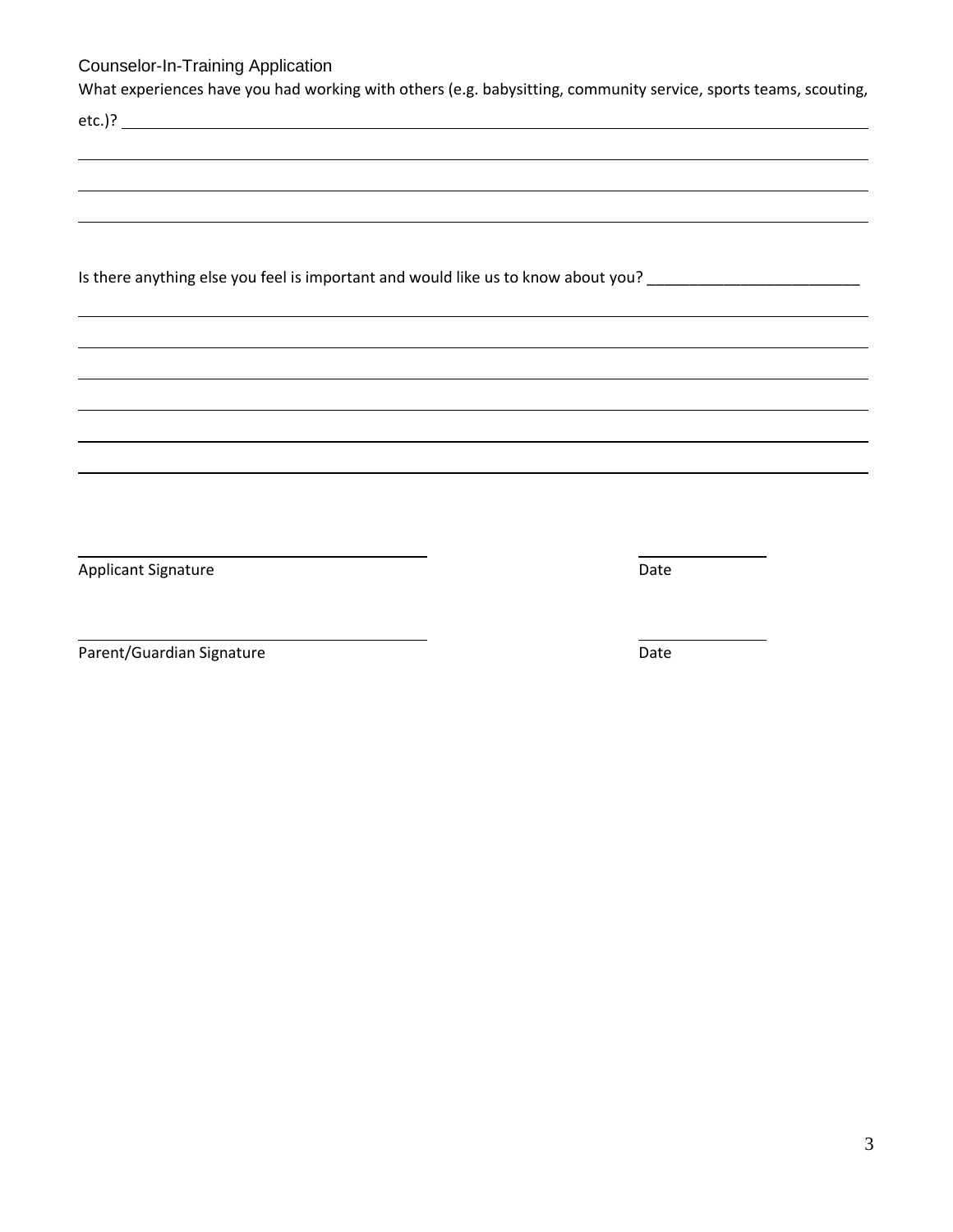Counselor-In-Training Application

What experiences have you had working with others (e.g. babysitting, community service, sports teams, scouting, etc.)? ______________________________________________________________________________

______________________________________________________________________________

______________________________________________________________________________

______________________________________________________________________________

Is there anything else you feel is important and would like us to know about you? _________________________

______________________________________________________________________________

______________________________________________________________________________

______________________________________________________________________________

______________________________________________________________________________

______________________________________________________________________________

______________________________________________________________________________

______________________________________ ________________

Applicant Signature Date

______________________________________ ________________

Parent/Guardian Signature Date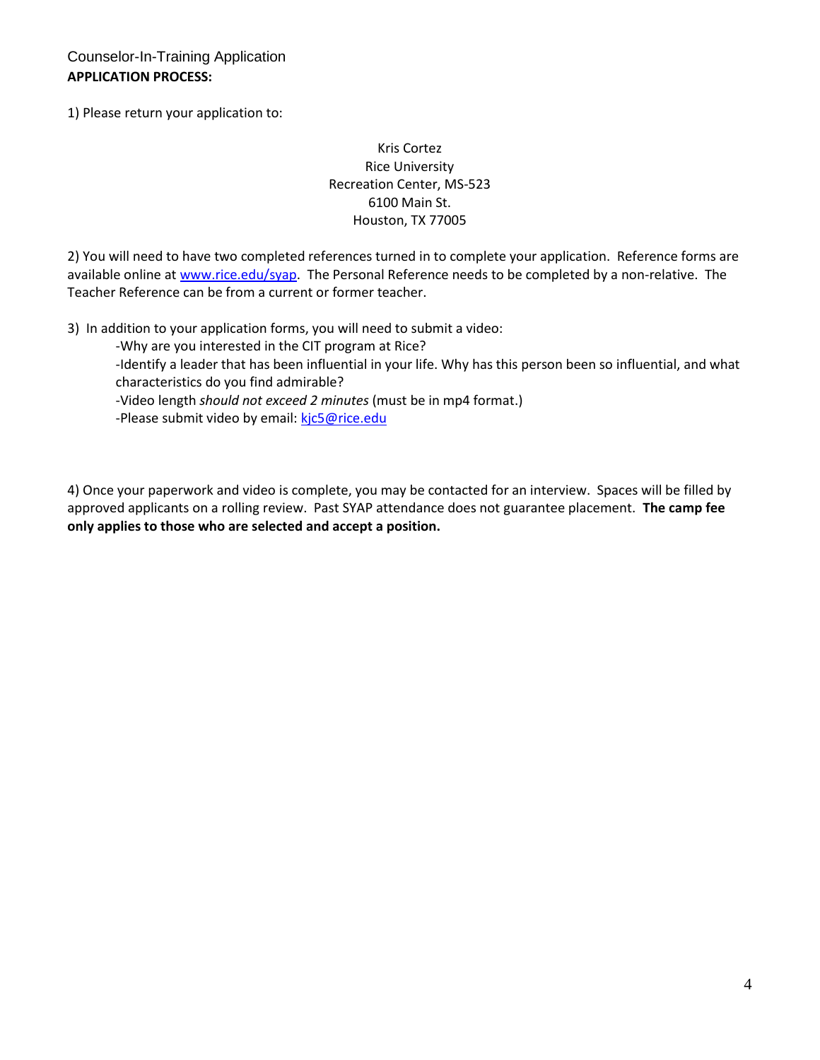Counselor-In-Training Application

**APPLICATION PROCESS:**

1) Please return your application to:

Kris Cortez
Rice University
Recreation Center, MS-523
6100 Main St.
Houston, TX 77005

2) You will need to have two completed references turned in to complete your application. Reference forms are available online at www.rice.edu/syap. The Personal Reference needs to be completed by a non-relative. The Teacher Reference can be from a current or former teacher.

3) In addition to your application forms, you will need to submit a video:

-Why are you interested in the CIT program at Rice?
-Identify a leader that has been influential in your life. Why has this person been so influential, and what characteristics do you find admirable?
-Video length *should not exceed 2 minutes* (must be in mp4 format.)
-Please submit video by email: kjc5@rice.edu

4) Once your paperwork and video is complete, you may be contacted for an interview. Spaces will be filled by approved applicants on a rolling review. Past SYAP attendance does not guarantee placement. **The camp fee only applies to those who are selected and accept a position.**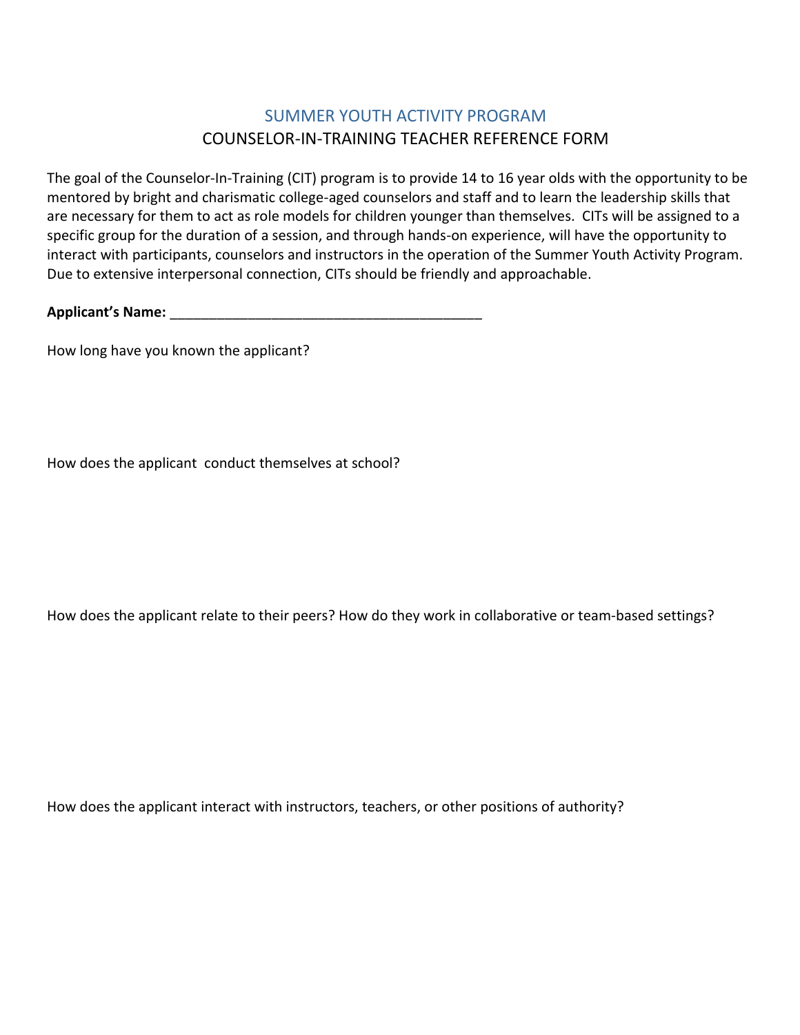## SUMMER YOUTH ACTIVITY PROGRAM

### COUNSELOR-IN-TRAINING TEACHER REFERENCE FORM

The goal of the Counselor-In-Training (CIT) program is to provide 14 to 16 year olds with the opportunity to be mentored by bright and charismatic college-aged counselors and staff and to learn the leadership skills that are necessary for them to act as role models for children younger than themselves. CITs will be assigned to a specific group for the duration of a session, and through hands-on experience, will have the opportunity to interact with participants, counselors and instructors in the operation of the Summer Youth Activity Program. Due to extensive interpersonal connection, CITs should be friendly and approachable.

**Applicant's Name:** ________________________________________

How long have you known the applicant?

How does the applicant conduct themselves at school?

How does the applicant relate to their peers? How do they work in collaborative or team-based settings?

How does the applicant interact with instructors, teachers, or other positions of authority?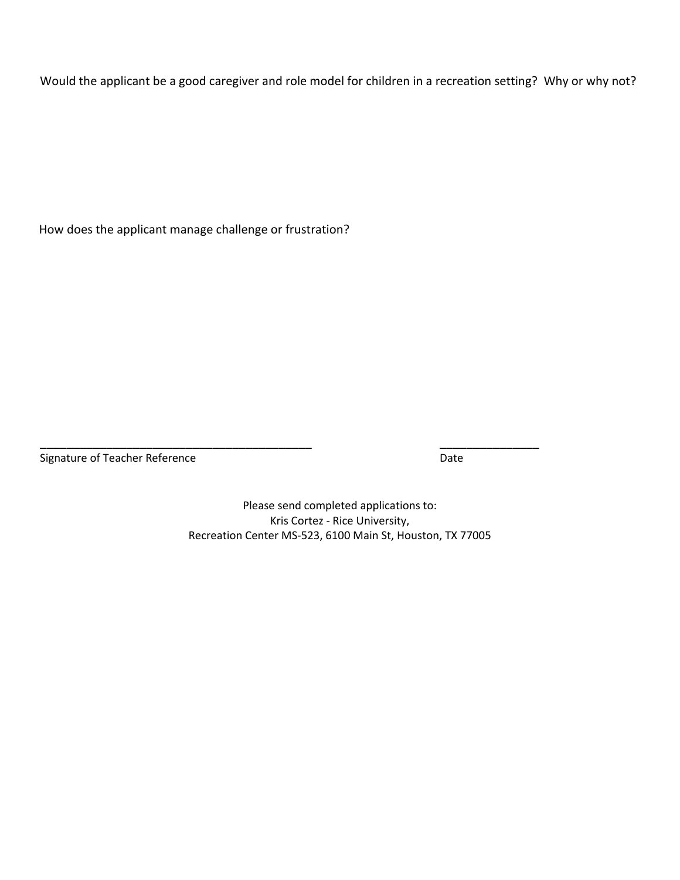Would the applicant be a good caregiver and role model for children in a recreation setting? Why or why not?

How does the applicant manage challenge or frustration?

_____________________________________________ ________________

Signature of Teacher Reference Date

Please send completed applications to:
Kris Cortez - Rice University,
Recreation Center MS-523, 6100 Main St, Houston, TX 77005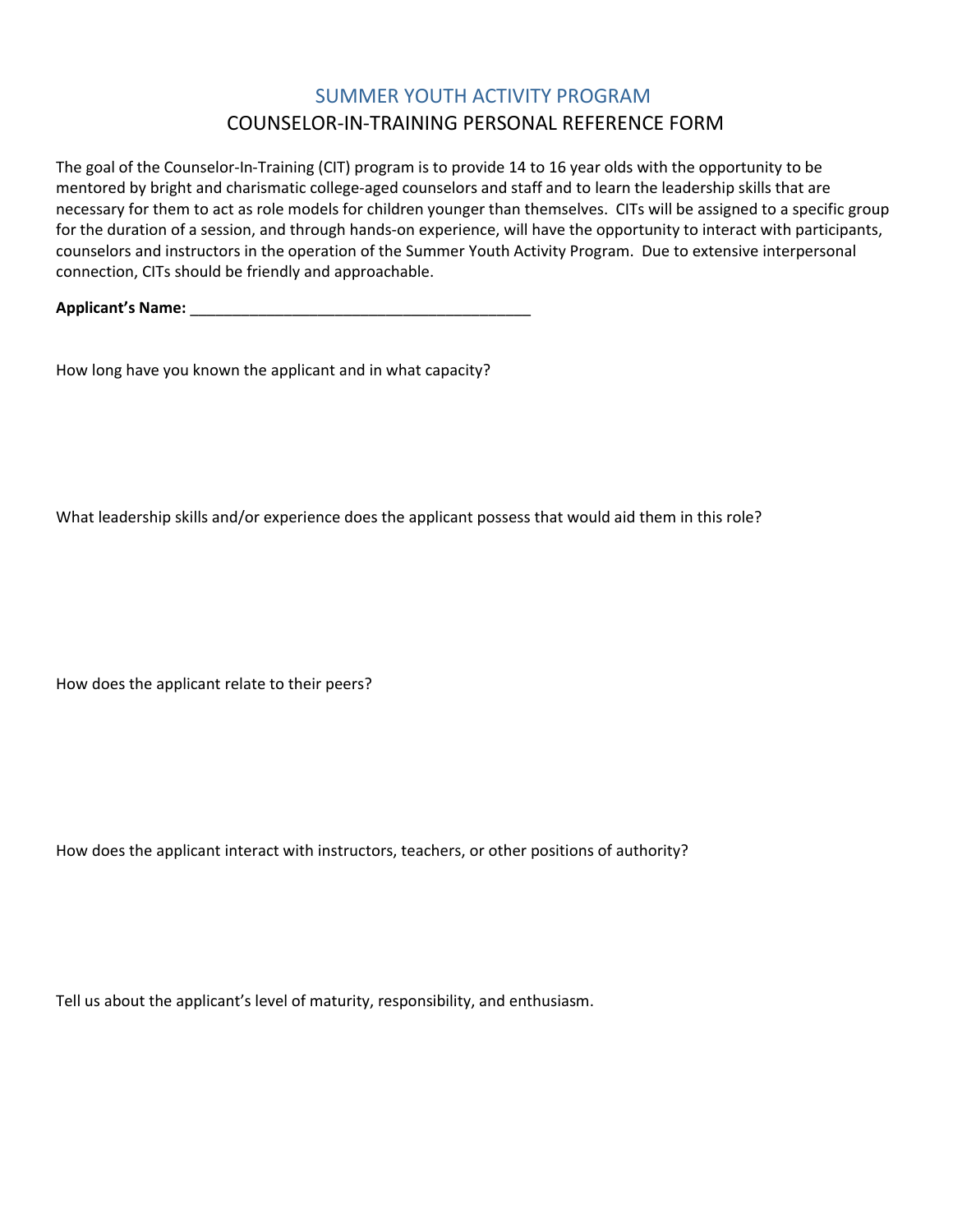# SUMMER YOUTH ACTIVITY PROGRAM

## COUNSELOR-IN-TRAINING PERSONAL REFERENCE FORM

The goal of the Counselor-In-Training (CIT) program is to provide 14 to 16 year olds with the opportunity to be mentored by bright and charismatic college-aged counselors and staff and to learn the leadership skills that are necessary for them to act as role models for children younger than themselves. CITs will be assigned to a specific group for the duration of a session, and through hands-on experience, will have the opportunity to interact with participants, counselors and instructors in the operation of the Summer Youth Activity Program. Due to extensive interpersonal connection, CITs should be friendly and approachable.

**Applicant's Name:** ________________________________________

How long have you known the applicant and in what capacity?

What leadership skills and/or experience does the applicant possess that would aid them in this role?

How does the applicant relate to their peers?

How does the applicant interact with instructors, teachers, or other positions of authority?

Tell us about the applicant's level of maturity, responsibility, and enthusiasm.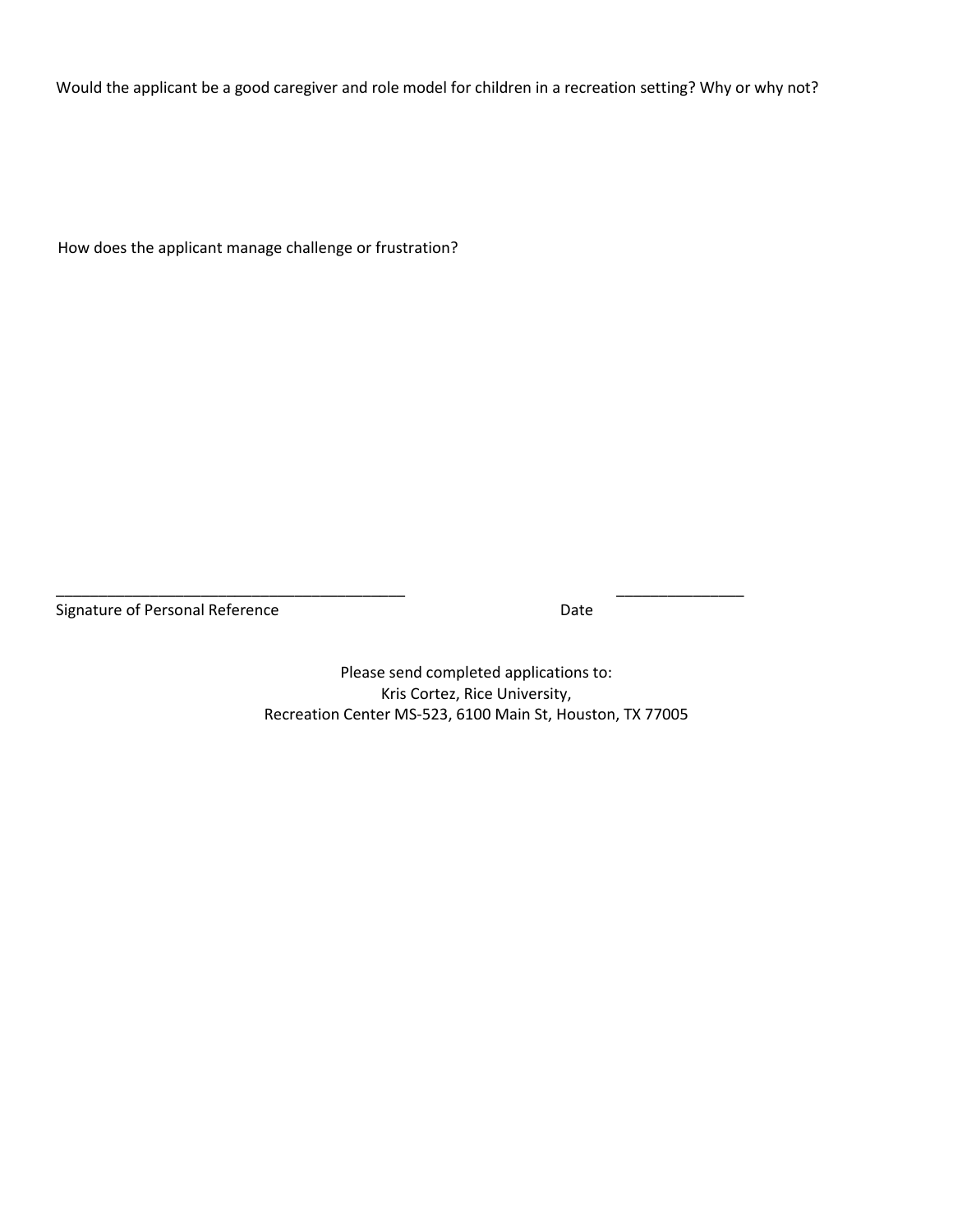Would the applicant be a good caregiver and role model for children in a recreation setting? Why or why not?

How does the applicant manage challenge or frustration?

\_\_\_\_\_\_\_\_\_\_\_\_\_\_\_\_\_\_\_\_\_\_\_\_\_\_\_\_\_\_\_\_\_\_\_\_\_\_\_\_ \_\_\_\_\_\_\_\_\_\_\_\_\_\_\_

Signature of Personal Reference Date

Please send completed applications to:
Kris Cortez, Rice University,
Recreation Center MS-523, 6100 Main St, Houston, TX 77005